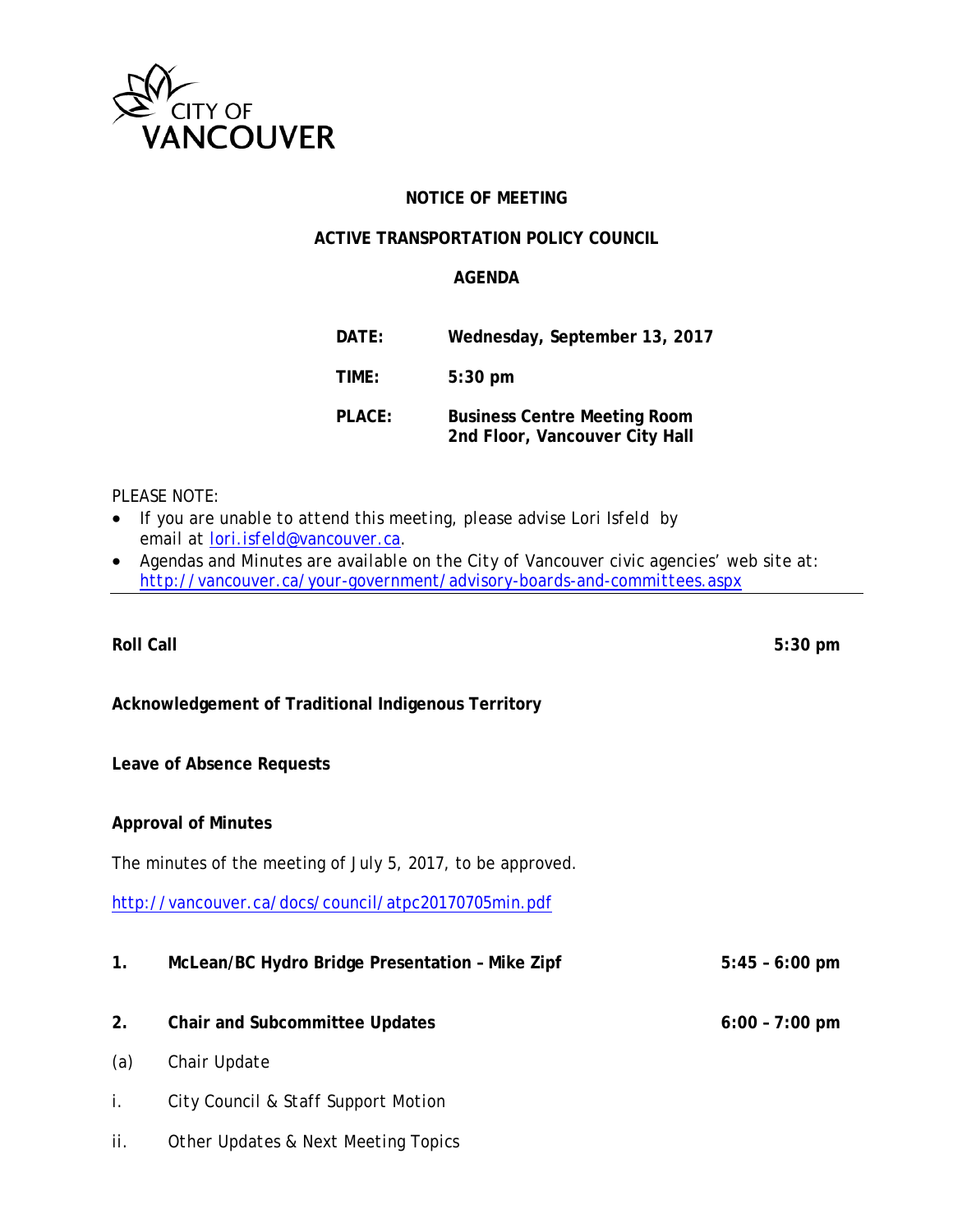CITY OF VANCOUVER

**NOTICE OF MEETING**

**ACTIVE TRANSPORTATION POLICY COUNCIL**

**AGENDA**

| | |
|---|---|
| **DATE:** | **Wednesday, September 13, 2017** |
| **TIME:** | **5:30 pm** |
| **PLACE:** | **Business Centre Meeting Room 2nd Floor, Vancouver City Hall** |

PLEASE NOTE:

- If you are unable to attend this meeting, please advise Lori Isfeld by email at lori.isfeld@vancouver.ca.
- Agendas and Minutes are available on the City of Vancouver civic agencies' web site at: http://vancouver.ca/your-government/advisory-boards-and-committees.aspx

---

**Roll Call** **5:30 pm**

**Acknowledgement of Traditional Indigenous Territory**

**Leave of Absence Requests**

**Approval of Minutes**

The minutes of the meeting of July 5, 2017, to be approved.

http://vancouver.ca/docs/council/atpc20170705min.pdf

**1. McLean/BC Hydro Bridge Presentation – Mike Zipf** **5:45 – 6:00 pm**

**2. Chair and Subcommittee Updates** **6:00 – 7:00 pm**

(a) Chair Update

i. City Council & Staff Support Motion

ii. Other Updates & Next Meeting Topics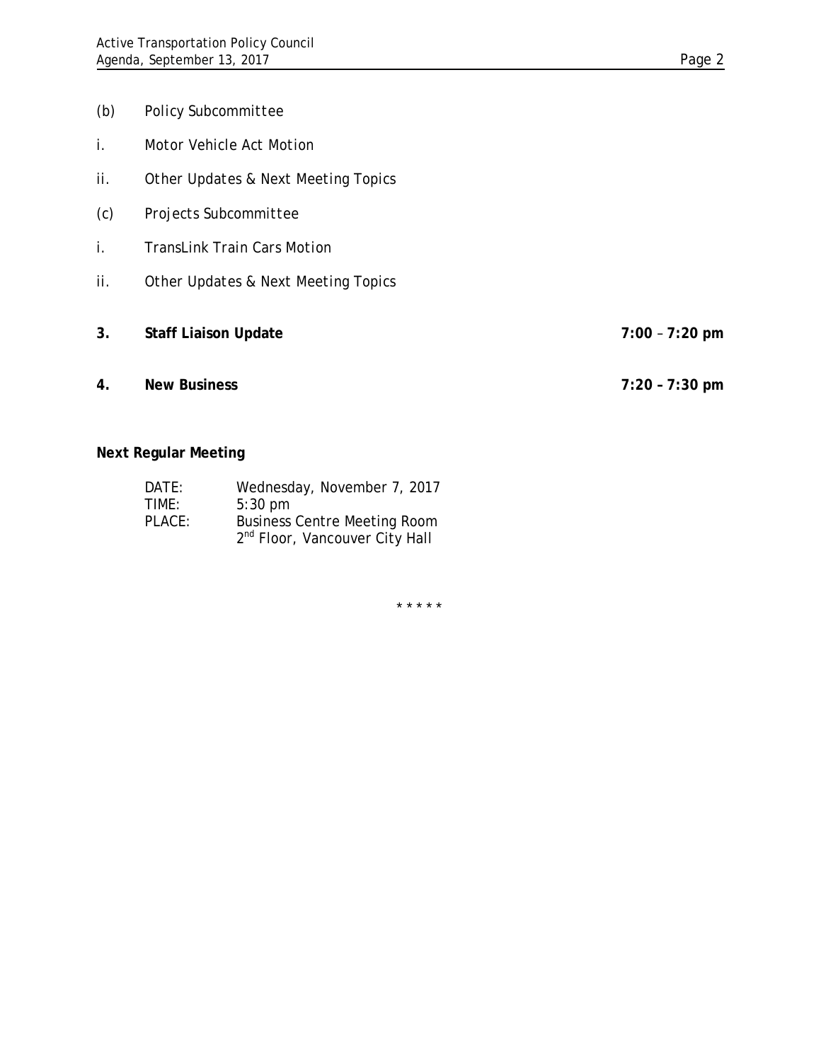(b) Policy Subcommittee

i. Motor Vehicle Act Motion

ii. Other Updates & Next Meeting Topics

(c) Projects Subcommittee

i. TransLink Train Cars Motion

ii. Other Updates & Next Meeting Topics

**3. Staff Liaison Update** **7:00 – 7:20 pm**

**4. New Business** **7:20 – 7:30 pm**

**Next Regular Meeting**

DATE: Wednesday, November 7, 2017
TIME: 5:30 pm
PLACE: Business Centre Meeting Room
2nd Floor, Vancouver City Hall

\* \* \* \* \*